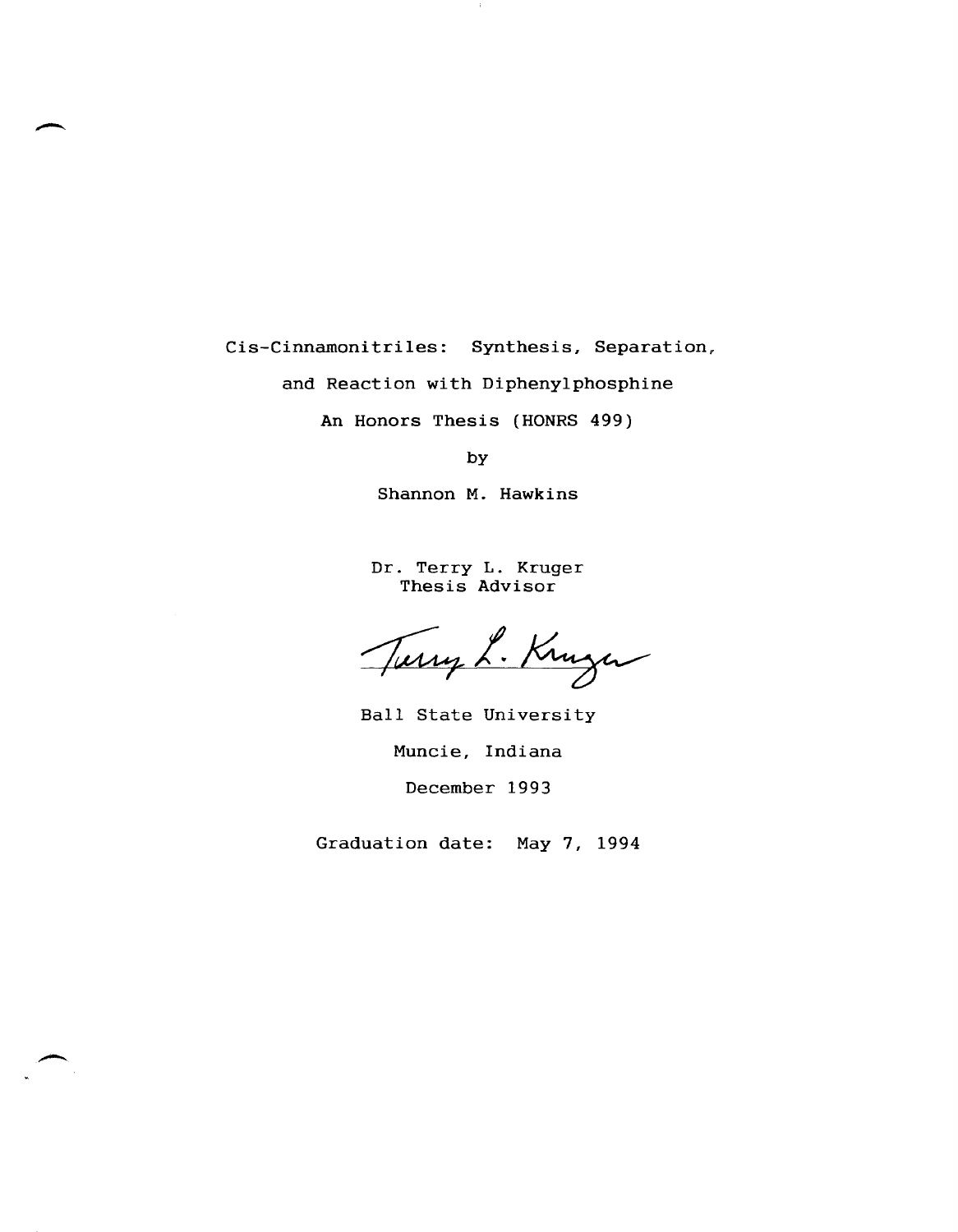# Cis-Cinnamonitriles: Synthesis, Separation, and Reaction with Diphenylphosphine

An Honors Thesis (HONRS 499)

by

Shannon M. Hawkins

Dr. Terry L. Kruger
Thesis Advisor

Terry L. Kruger

Ball State University

Muncie, Indiana

December 1993

Graduation date: May 7, 1994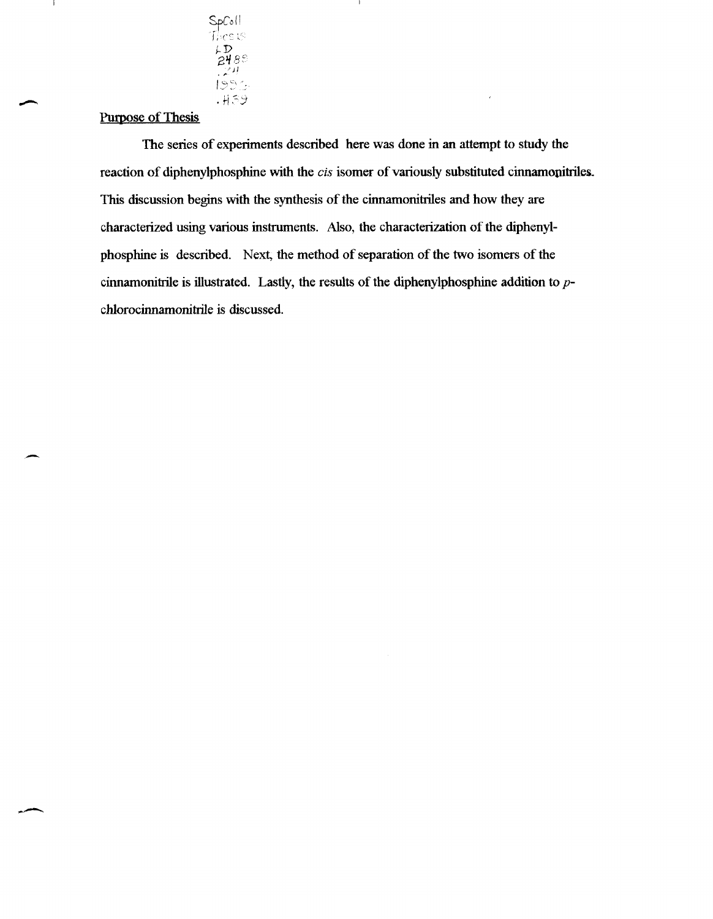## Purpose of Thesis

The series of experiments described here was done in an attempt to study the reaction of diphenylphosphine with the *cis* isomer of variously substituted cinnamonitriles. This discussion begins with the synthesis of the cinnamonitriles and how they are characterized using various instruments. Also, the characterization of the diphenylphosphine is described. Next, the method of separation of the two isomers of the cinnamonitrile is illustrated. Lastly, the results of the diphenylphosphine addition to *p*-chlorocinnamonitrile is discussed.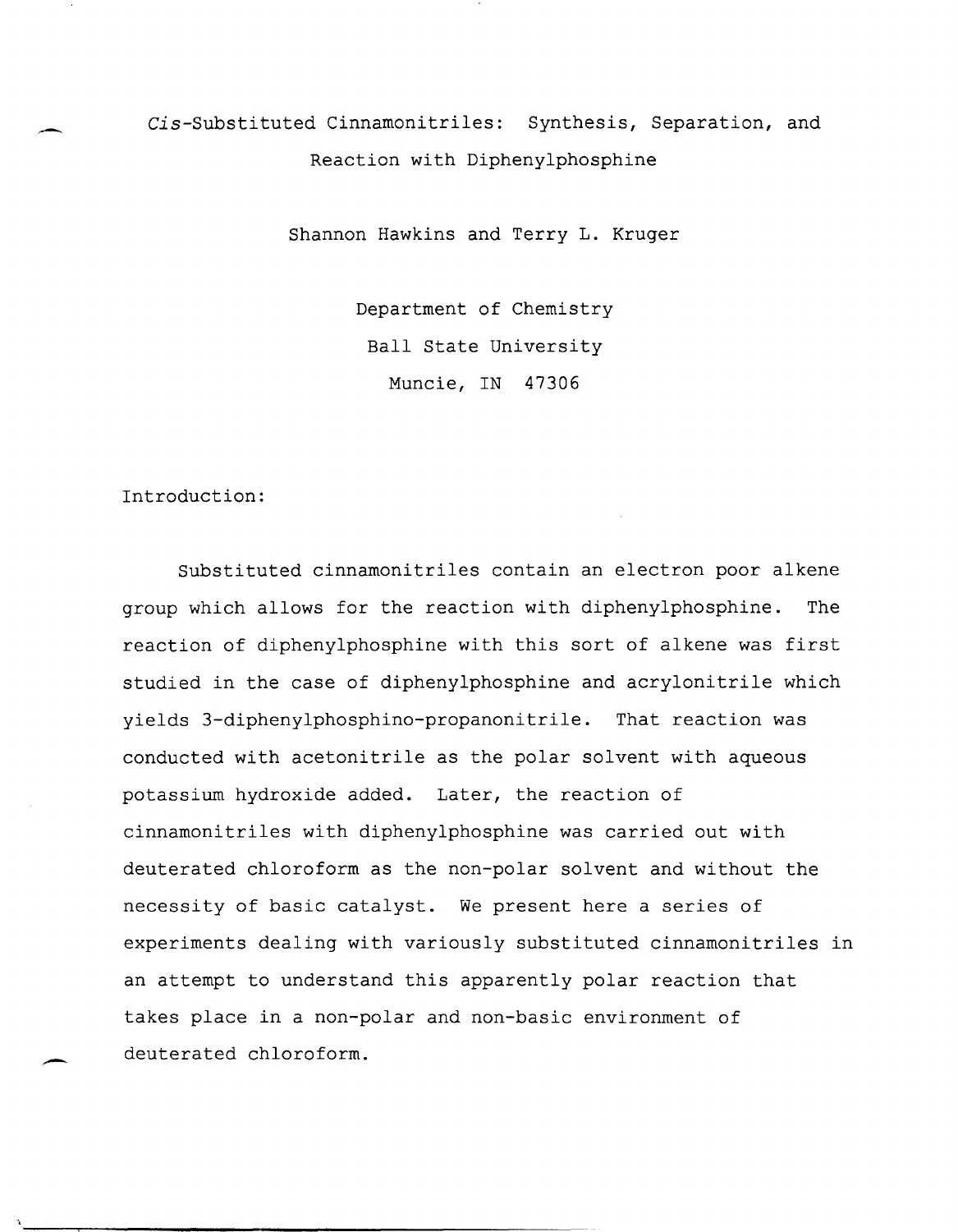# *Cis*-Substituted Cinnamonitriles: Synthesis, Separation, and Reaction with Diphenylphosphine

Shannon Hawkins and Terry L. Kruger

Department of Chemistry
Ball State University
Muncie, IN 47306

## Introduction:

Substituted cinnamonitriles contain an electron poor alkene group which allows for the reaction with diphenylphosphine. The reaction of diphenylphosphine with this sort of alkene was first studied in the case of diphenylphosphine and acrylonitrile which yields 3-diphenylphosphino-propanonitrile. That reaction was conducted with acetonitrile as the polar solvent with aqueous potassium hydroxide added. Later, the reaction of cinnamonitriles with diphenylphosphine was carried out with deuterated chloroform as the non-polar solvent and without the necessity of basic catalyst. We present here a series of experiments dealing with variously substituted cinnamonitriles in an attempt to understand this apparently polar reaction that takes place in a non-polar and non-basic environment of deuterated chloroform.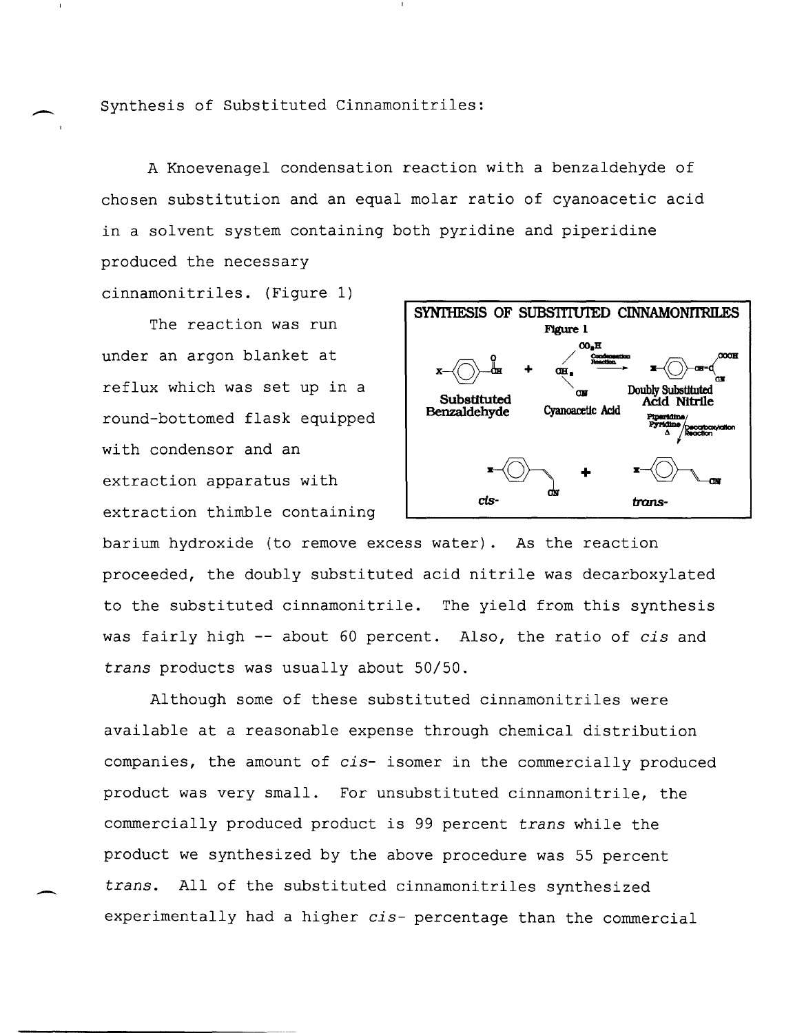Synthesis of Substituted Cinnamonitriles:

A Knoevenagel condensation reaction with a benzaldehyde of chosen substitution and an equal molar ratio of cyanoacetic acid in a solvent system containing both pyridine and piperidine produced the necessary cinnamonitriles. (Figure 1)

The reaction was run under an argon blanket at reflux which was set up in a round-bottomed flask equipped with condensor and an extraction apparatus with extraction thimble containing barium hydroxide (to remove excess water). As the reaction proceeded, the doubly substituted acid nitrile was decarboxylated to the substituted cinnamonitrile. The yield from this synthesis was fairly high -- about 60 percent. Also, the ratio of *cis* and *trans* products was usually about 50/50.

Although some of these substituted cinnamonitriles were available at a reasonable expense through chemical distribution companies, the amount of *cis*- isomer in the commercially produced product was very small. For unsubstituted cinnamonitrile, the commercially produced product is 99 percent *trans* while the product we synthesized by the above procedure was 55 percent *trans*. All of the substituted cinnamonitriles synthesized experimentally had a higher *cis*- percentage than the commercial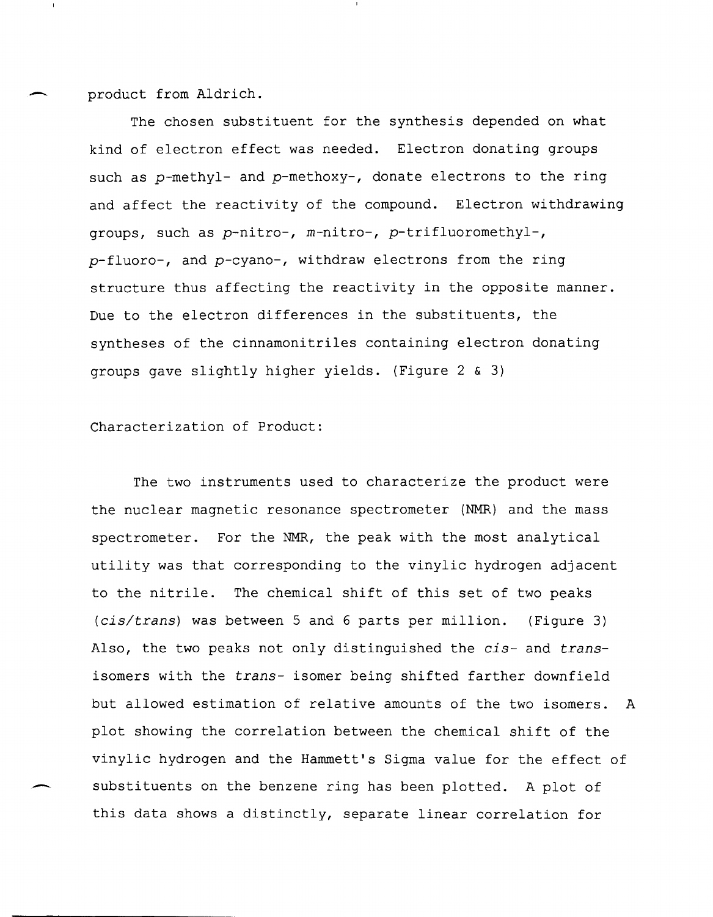product from Aldrich.

The chosen substituent for the synthesis depended on what kind of electron effect was needed. Electron donating groups such as *p*-methyl- and *p*-methoxy-, donate electrons to the ring and affect the reactivity of the compound. Electron withdrawing groups, such as *p*-nitro-, *m*-nitro-, *p*-trifluoromethyl-, *p*-fluoro-, and *p*-cyano-, withdraw electrons from the ring structure thus affecting the reactivity in the opposite manner. Due to the electron differences in the substituents, the syntheses of the cinnamonitriles containing electron donating groups gave slightly higher yields. (Figure 2 & 3)

Characterization of Product:

The two instruments used to characterize the product were the nuclear magnetic resonance spectrometer (NMR) and the mass spectrometer. For the NMR, the peak with the most analytical utility was that corresponding to the vinylic hydrogen adjacent to the nitrile. The chemical shift of this set of two peaks (*cis/trans*) was between 5 and 6 parts per million. (Figure 3) Also, the two peaks not only distinguished the *cis*- and *trans*- isomers with the *trans*- isomer being shifted farther downfield but allowed estimation of relative amounts of the two isomers. A plot showing the correlation between the chemical shift of the vinylic hydrogen and the Hammett's Sigma value for the effect of substituents on the benzene ring has been plotted. A plot of this data shows a distinctly, separate linear correlation for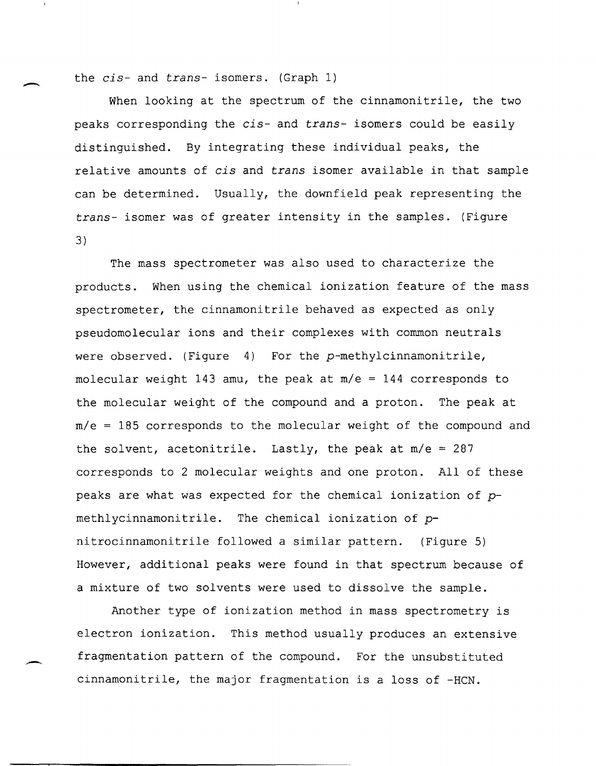the *cis*- and *trans*- isomers. (Graph 1)

When looking at the spectrum of the cinnamonitrile, the two peaks corresponding the *cis*- and *trans*- isomers could be easily distinguished. By integrating these individual peaks, the relative amounts of *cis* and *trans* isomer available in that sample can be determined. Usually, the downfield peak representing the *trans*- isomer was of greater intensity in the samples. (Figure 3)

The mass spectrometer was also used to characterize the products. When using the chemical ionization feature of the mass spectrometer, the cinnamonitrile behaved as expected as only pseudomolecular ions and their complexes with common neutrals were observed. (Figure 4) For the *p*-methylcinnamonitrile, molecular weight 143 amu, the peak at $m/e = 144$ corresponds to the molecular weight of the compound and a proton. The peak at $m/e = 185$ corresponds to the molecular weight of the compound and the solvent, acetonitrile. Lastly, the peak at $m/e = 287$ corresponds to 2 molecular weights and one proton. All of these peaks are what was expected for the chemical ionization of *p*-methlycinnamonitrile. The chemical ionization of *p*-nitrocinnamonitrile followed a similar pattern. (Figure 5) However, additional peaks were found in that spectrum because of a mixture of two solvents were used to dissolve the sample.

Another type of ionization method in mass spectrometry is electron ionization. This method usually produces an extensive fragmentation pattern of the compound. For the unsubstituted cinnamonitrile, the major fragmentation is a loss of -HCN.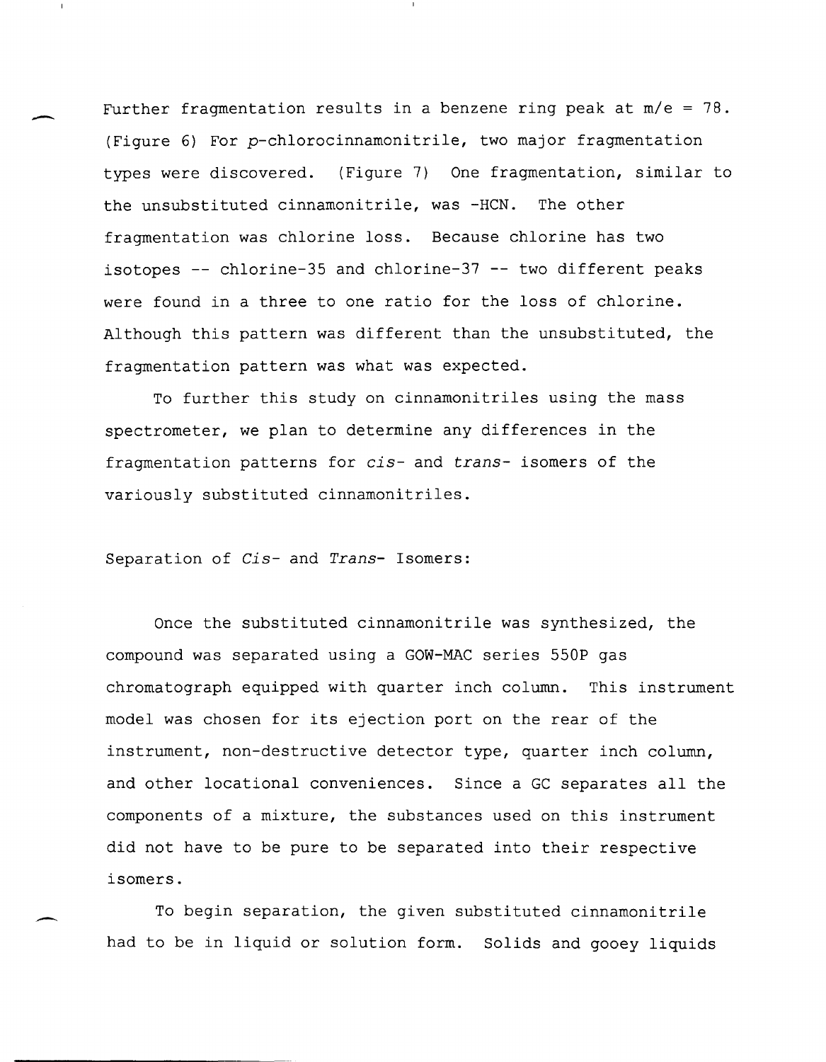Further fragmentation results in a benzene ring peak at m/e = 78. (Figure 6) For *p*-chlorocinnamonitrile, two major fragmentation types were discovered. (Figure 7) One fragmentation, similar to the unsubstituted cinnamonitrile, was -HCN. The other fragmentation was chlorine loss. Because chlorine has two isotopes -- chlorine-35 and chlorine-37 -- two different peaks were found in a three to one ratio for the loss of chlorine. Although this pattern was different than the unsubstituted, the fragmentation pattern was what was expected.

To further this study on cinnamonitriles using the mass spectrometer, we plan to determine any differences in the fragmentation patterns for *cis*- and *trans*- isomers of the variously substituted cinnamonitriles.

Separation of *Cis*- and *Trans*- Isomers:

Once the substituted cinnamonitrile was synthesized, the compound was separated using a GOW-MAC series 550P gas chromatograph equipped with quarter inch column. This instrument model was chosen for its ejection port on the rear of the instrument, non-destructive detector type, quarter inch column, and other locational conveniences. Since a GC separates all the components of a mixture, the substances used on this instrument did not have to be pure to be separated into their respective isomers.

To begin separation, the given substituted cinnamonitrile had to be in liquid or solution form. Solids and gooey liquids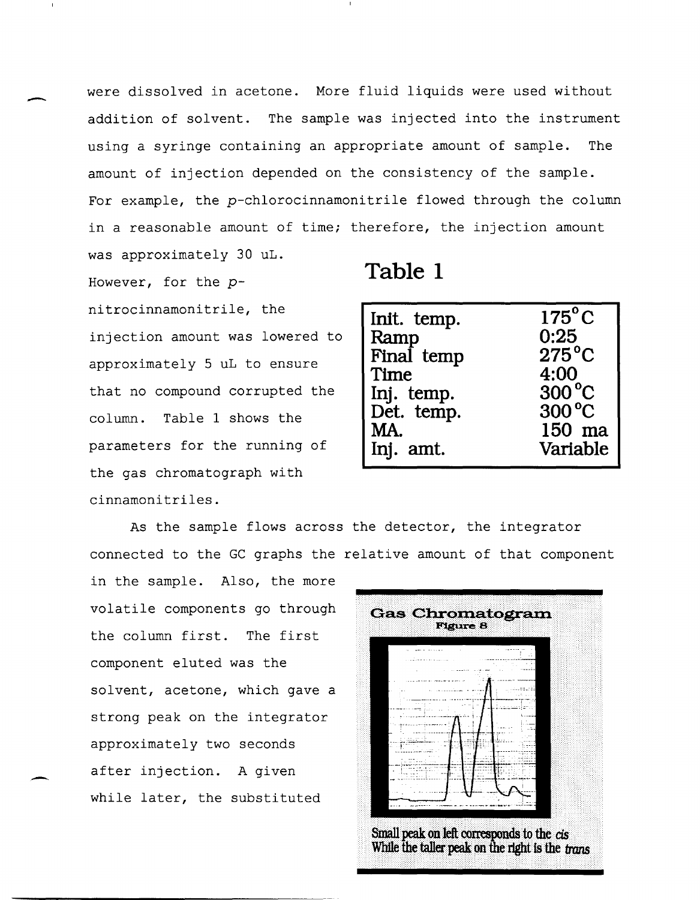were dissolved in acetone. More fluid liquids were used without addition of solvent. The sample was injected into the instrument using a syringe containing an appropriate amount of sample. The amount of injection depended on the consistency of the sample. For example, the *p*-chlorocinnamonitrile flowed through the column in a reasonable amount of time; therefore, the injection amount was approximately 30 uL. However, for the *p*-nitrocinnamonitrile, the injection amount was lowered to approximately 5 uL to ensure that no compound corrupted the column. Table 1 shows the parameters for the running of the gas chromatograph with cinnamonitriles.

## Table 1

| | |
|---|---|
| Init. temp. | 175°C |
| Ramp | 0:25 |
| Final temp | 275°C |
| Time | 4:00 |
| Inj. temp. | 300°C |
| Det. temp. | 300°C |
| MA. | 150 ma |
| Inj. amt. | Variable |

As the sample flows across the detector, the integrator connected to the GC graphs the relative amount of that component in the sample. Also, the more volatile components go through the column first. The first component eluted was the solvent, acetone, which gave a strong peak on the integrator approximately two seconds after injection. A given while later, the substituted

**Gas Chromatogram**
**Figure 8**

Small peak on left corresponds to the *cis* While the taller peak on the right is the *trans*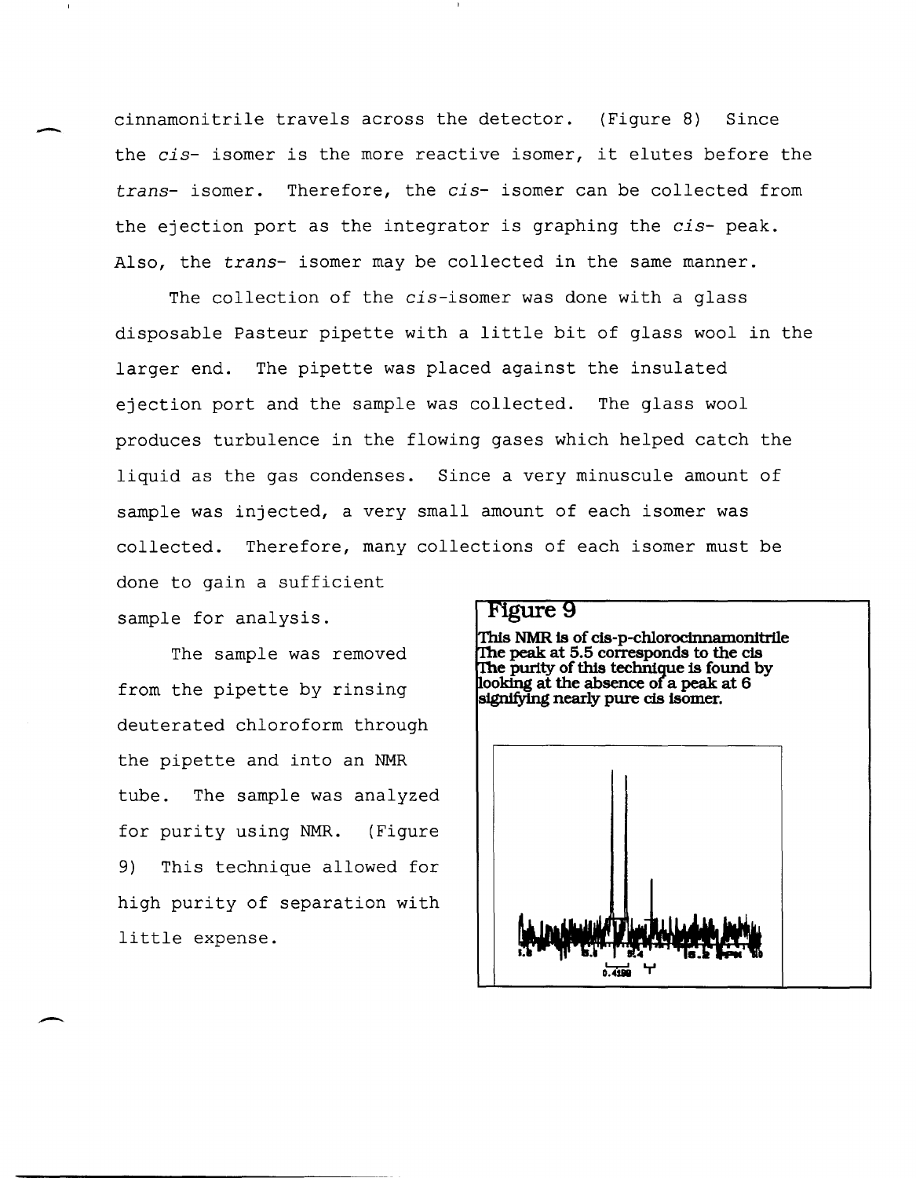cinnamonitrile travels across the detector. (Figure 8) Since the *cis-* isomer is the more reactive isomer, it elutes before the *trans-* isomer. Therefore, the *cis-* isomer can be collected from the ejection port as the integrator is graphing the *cis-* peak. Also, the *trans-* isomer may be collected in the same manner.

The collection of the *cis*-isomer was done with a glass disposable Pasteur pipette with a little bit of glass wool in the larger end. The pipette was placed against the insulated ejection port and the sample was collected. The glass wool produces turbulence in the flowing gases which helped catch the liquid as the gas condenses. Since a very minuscule amount of sample was injected, a very small amount of each isomer was collected. Therefore, many collections of each isomer must be done to gain a sufficient sample for analysis.

The sample was removed from the pipette by rinsing deuterated chloroform through the pipette and into an NMR tube. The sample was analyzed for purity using NMR. (Figure 9) This technique allowed for high purity of separation with little expense.

**Figure 9**

**This NMR is of cis-p-chlorocinnamonitrile The peak at 5.5 corresponds to the cis The purity of this technique is found by looking at the absence of a peak at 6 signifying nearly pure cis isomer.**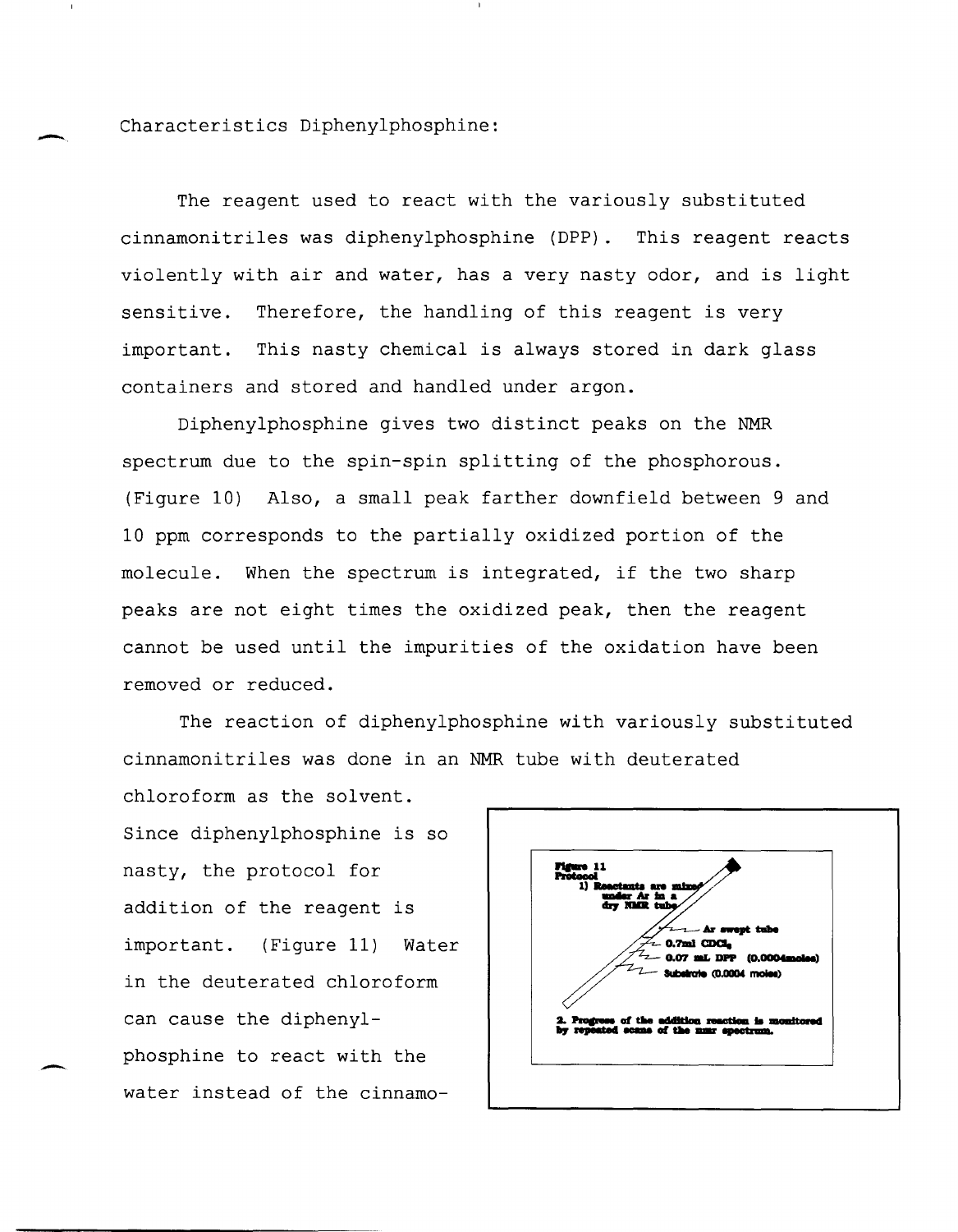Characteristics Diphenylphosphine:

The reagent used to react with the variously substituted cinnamonitriles was diphenylphosphine (DPP). This reagent reacts violently with air and water, has a very nasty odor, and is light sensitive. Therefore, the handling of this reagent is very important. This nasty chemical is always stored in dark glass containers and stored and handled under argon.

Diphenylphosphine gives two distinct peaks on the NMR spectrum due to the spin-spin splitting of the phosphorous. (Figure 10) Also, a small peak farther downfield between 9 and 10 ppm corresponds to the partially oxidized portion of the molecule. When the spectrum is integrated, if the two sharp peaks are not eight times the oxidized peak, then the reagent cannot be used until the impurities of the oxidation have been removed or reduced.

The reaction of diphenylphosphine with variously substituted cinnamonitriles was done in an NMR tube with deuterated chloroform as the solvent. Since diphenylphosphine is so nasty, the protocol for addition of the reagent is important. (Figure 11) Water in the deuterated chloroform can cause the diphenyl-phosphine to react with the water instead of the cinnamo-

**Figure 11**
**Protocol**
**1) Reactants are mixed under Ar in a dry NMR tube**

- Ar swept tube
- 0.7ml $CDCl_3$
- 0.07 mL DPP (0.0004moles)
- Substrate (0.0004 moles)

**2. Progress of the addition reaction is monitored by repeated scans of the nmr spectrum.**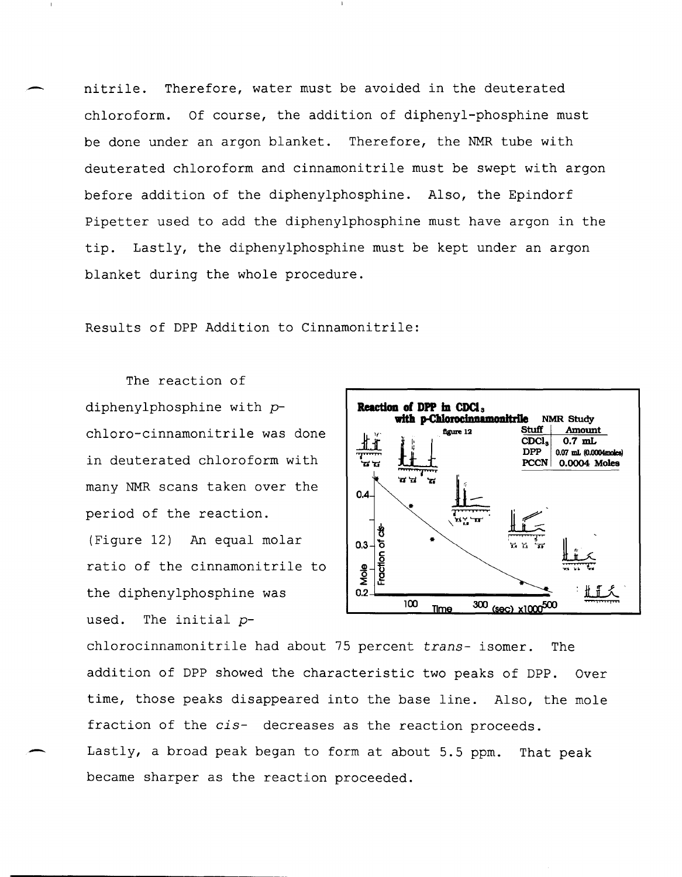nitrile. Therefore, water must be avoided in the deuterated chloroform. Of course, the addition of diphenyl-phosphine must be done under an argon blanket. Therefore, the NMR tube with deuterated chloroform and cinnamonitrile must be swept with argon before addition of the diphenylphosphine. Also, the Epindorf Pipetter used to add the diphenylphosphine must have argon in the tip. Lastly, the diphenylphosphine must be kept under an argon blanket during the whole procedure.

Results of DPP Addition to Cinnamonitrile:

The reaction of diphenylphosphine with *p*-chloro-cinnamonitrile was done in deuterated chloroform with many NMR scans taken over the period of the reaction. (Figure 12) An equal molar ratio of the cinnamonitrile to the diphenylphosphine was used. The initial *p*-chlorocinnamonitrile had about 75 percent *trans*- isomer. The addition of DPP showed the characteristic two peaks of DPP. Over time, those peaks disappeared into the base line. Also, the mole fraction of the *cis*- decreases as the reaction proceeds. Lastly, a broad peak began to form at about 5.5 ppm. That peak became sharper as the reaction proceeded.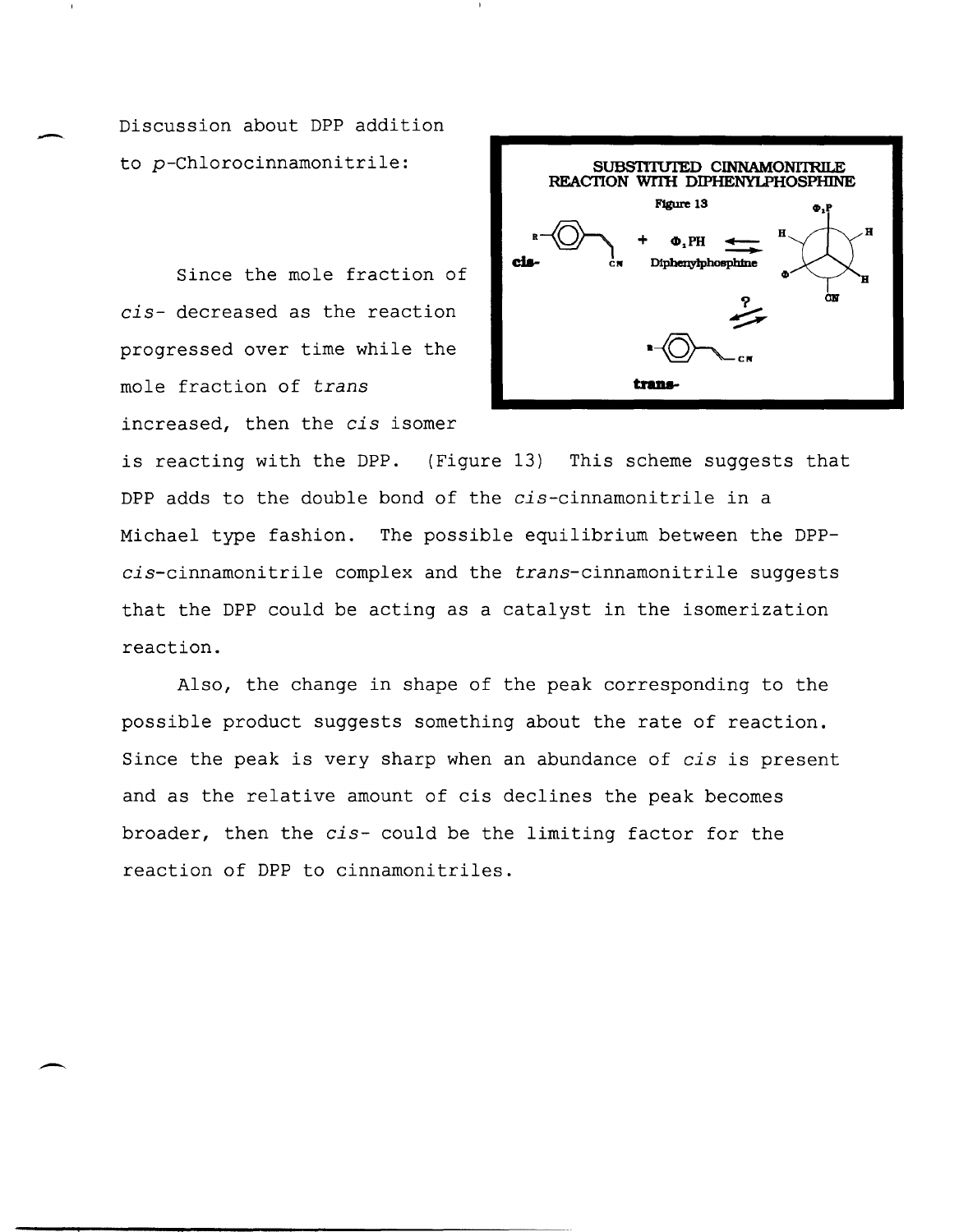Discussion about DPP addition to *p*-Chlorocinnamonitrile:

Since the mole fraction of *cis*- decreased as the reaction progressed over time while the mole fraction of *trans* increased, then the *cis* isomer is reacting with the DPP. (Figure 13) This scheme suggests that DPP adds to the double bond of the *cis*-cinnamonitrile in a Michael type fashion. The possible equilibrium between the DPP-*cis*-cinnamonitrile complex and the *trans*-cinnamonitrile suggests that the DPP could be acting as a catalyst in the isomerization reaction.

Also, the change in shape of the peak corresponding to the possible product suggests something about the rate of reaction. Since the peak is very sharp when an abundance of *cis* is present and as the relative amount of cis declines the peak becomes broader, then the *cis*- could be the limiting factor for the reaction of DPP to cinnamonitriles.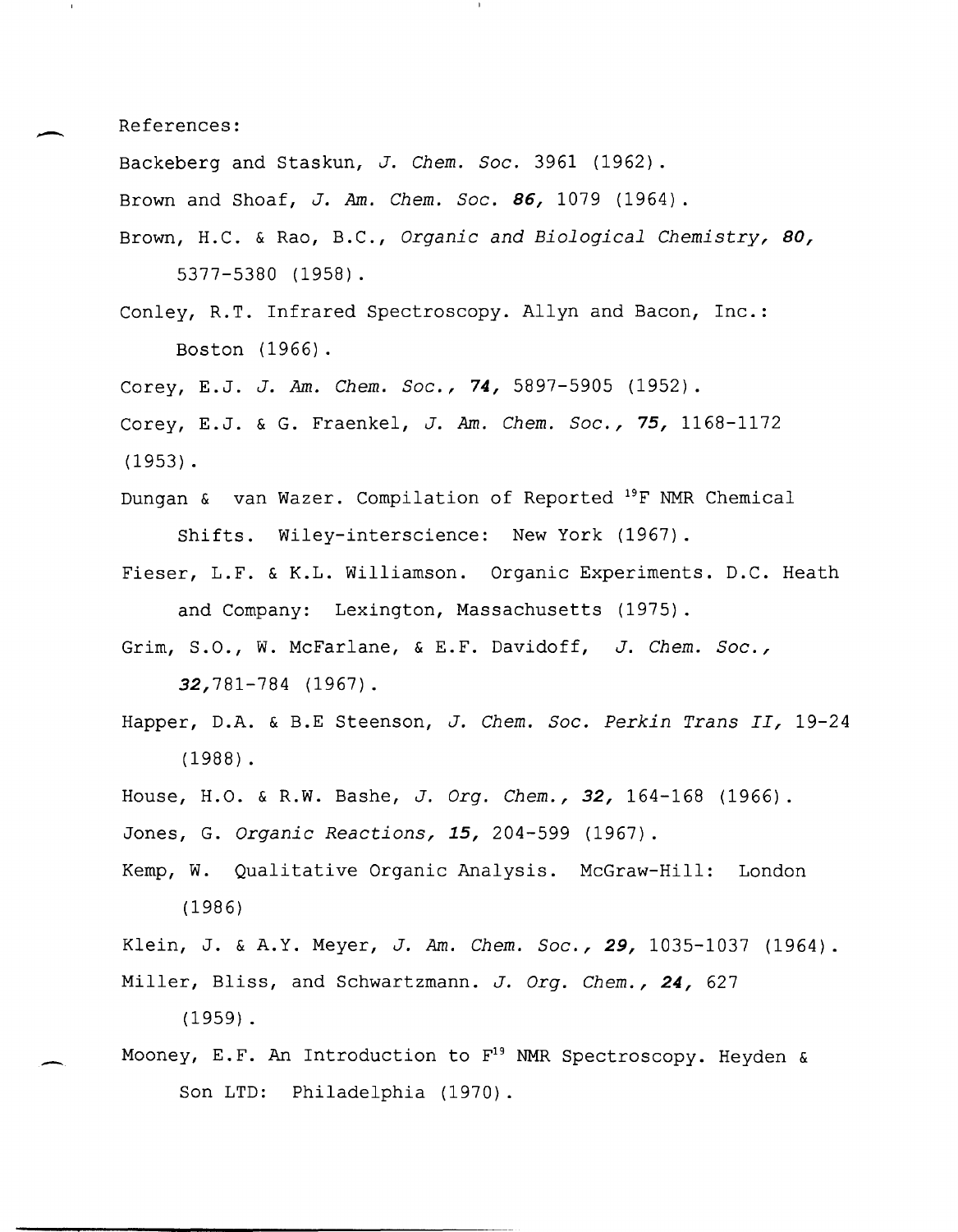References:

Backeberg and Staskun, *J. Chem. Soc.* 3961 (1962).

Brown and Shoaf, *J. Am. Chem. Soc.* ***86,*** 1079 (1964).

Brown, H.C. & Rao, B.C., *Organic and Biological Chemistry,* ***80,*** 5377-5380 (1958).

Conley, R.T. Infrared Spectroscopy. Allyn and Bacon, Inc.: Boston (1966).

Corey, E.J. *J. Am. Chem. Soc.,* ***74,*** 5897-5905 (1952).

Corey, E.J. & G. Fraenkel, *J. Am. Chem. Soc.,* ***75,*** 1168-1172 (1953).

Dungan & van Wazer. Compilation of Reported $^{19}F$ NMR Chemical Shifts. Wiley-interscience: New York (1967).

Fieser, L.F. & K.L. Williamson. Organic Experiments. D.C. Heath and Company: Lexington, Massachusetts (1975).

Grim, S.O., W. McFarlane, & E.F. Davidoff, *J. Chem. Soc.,* ***32,***781-784 (1967).

Happer, D.A. & B.E Steenson, *J. Chem. Soc. Perkin Trans II,* 19-24 (1988).

House, H.O. & R.W. Bashe, *J. Org. Chem.,* ***32,*** 164-168 (1966).

Jones, G. *Organic Reactions,* ***15,*** 204-599 (1967).

Kemp, W. Qualitative Organic Analysis. McGraw-Hill: London (1986)

Klein, J. & A.Y. Meyer, *J. Am. Chem. Soc.,* ***29,*** 1035-1037 (1964).

Miller, Bliss, and Schwartzmann. *J. Org. Chem.,* ***24,*** 627 (1959).

Mooney, E.F. An Introduction to $F^{19}$ NMR Spectroscopy. Heyden & Son LTD: Philadelphia (1970).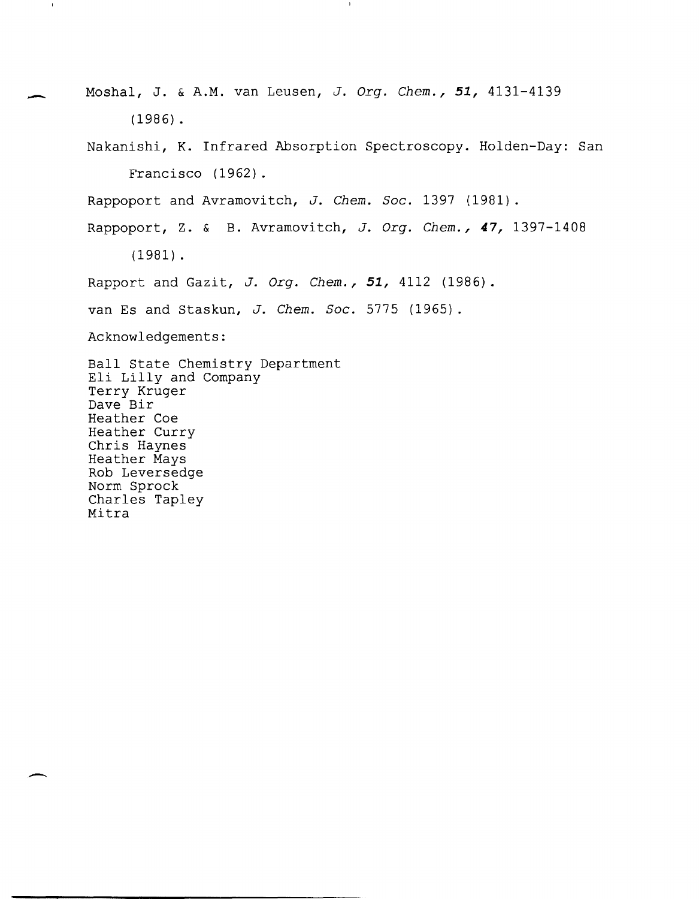Moshal, J. & A.M. van Leusen, *J. Org. Chem.*, ***51***, 4131-4139 (1986).

Nakanishi, K. Infrared Absorption Spectroscopy. Holden-Day: San Francisco (1962).

Rappoport and Avramovitch, *J. Chem. Soc.* 1397 (1981).

Rappoport, Z. & B. Avramovitch, *J. Org. Chem.*, ***47***, 1397-1408 (1981).

Rapport and Gazit, *J. Org. Chem.*, ***51***, 4112 (1986).

van Es and Staskun, *J. Chem. Soc.* 5775 (1965).

Acknowledgements:

Ball State Chemistry Department
Eli Lilly and Company
Terry Kruger
Dave Bir
Heather Coe
Heather Curry
Chris Haynes
Heather Mays
Rob Leversedge
Norm Sprock
Charles Tapley
Mitra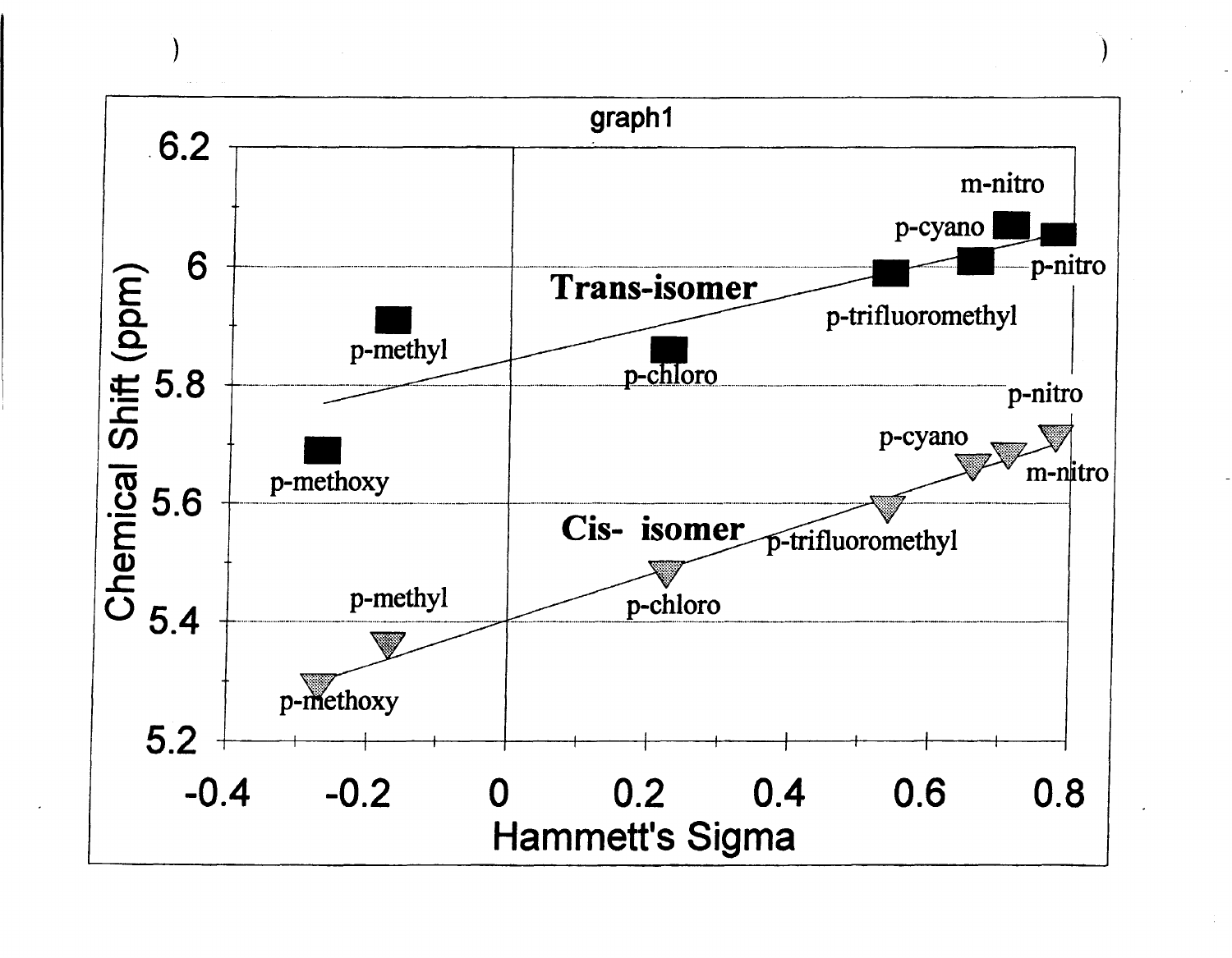graph1

Chemical Shift (ppm) vs. Hammett's Sigma

Trans-isomer: p-methoxy, p-methyl, p-chloro, p-trifluoromethyl, p-cyano, m-nitro, p-nitro

Cis- isomer: p-methoxy, p-methyl, p-chloro, p-trifluoromethyl, p-cyano, m-nitro, p-nitro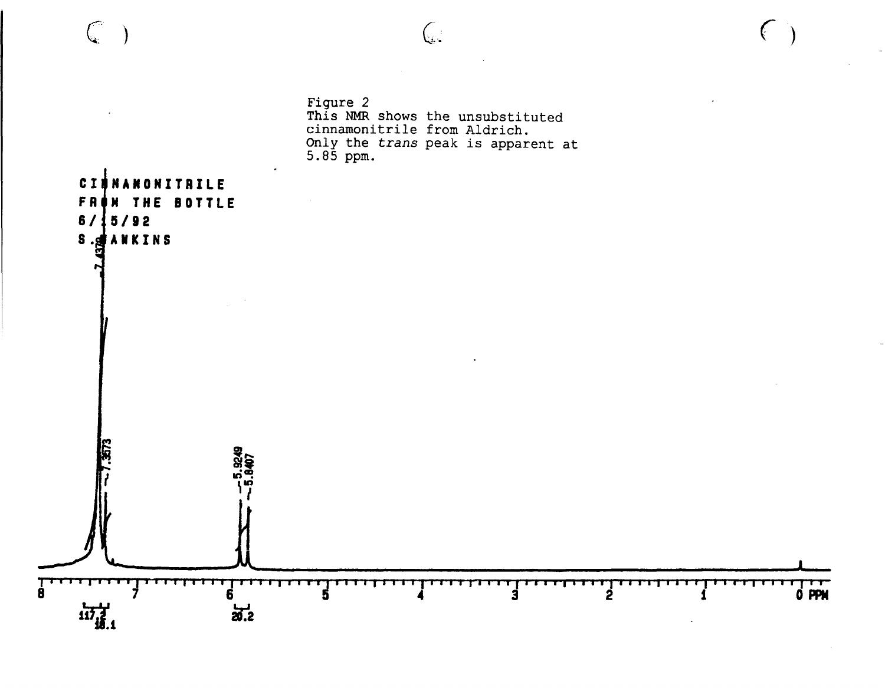Figure 2
This NMR shows the unsubstituted cinnamonitrile from Aldrich.
Only the *trans* peak is apparent at 5.85 ppm.

CINNAMONITRILE
FROM THE BOTTLE
6/15/92
S. HAWKINS

7.4378
7.3573
5.9249
5.8407

8 7 6 5 4 3 2 1 0 PPM

117.2
18.1
20.2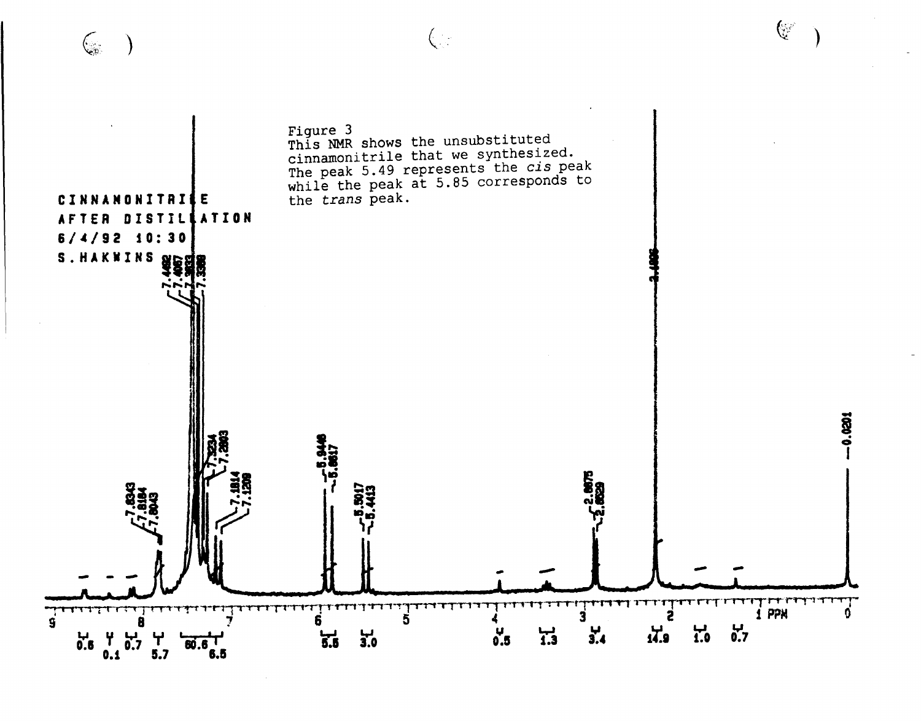Figure 3
This NMR shows the unsubstituted cinnamonitrile that we synthesized. The peak 5.49 represents the *cis* peak while the peak at 5.85 corresponds to the *trans* peak.

CINNAMONITRILE
AFTER DISTILLATION
6/4/92 10:30
S.HAKWINS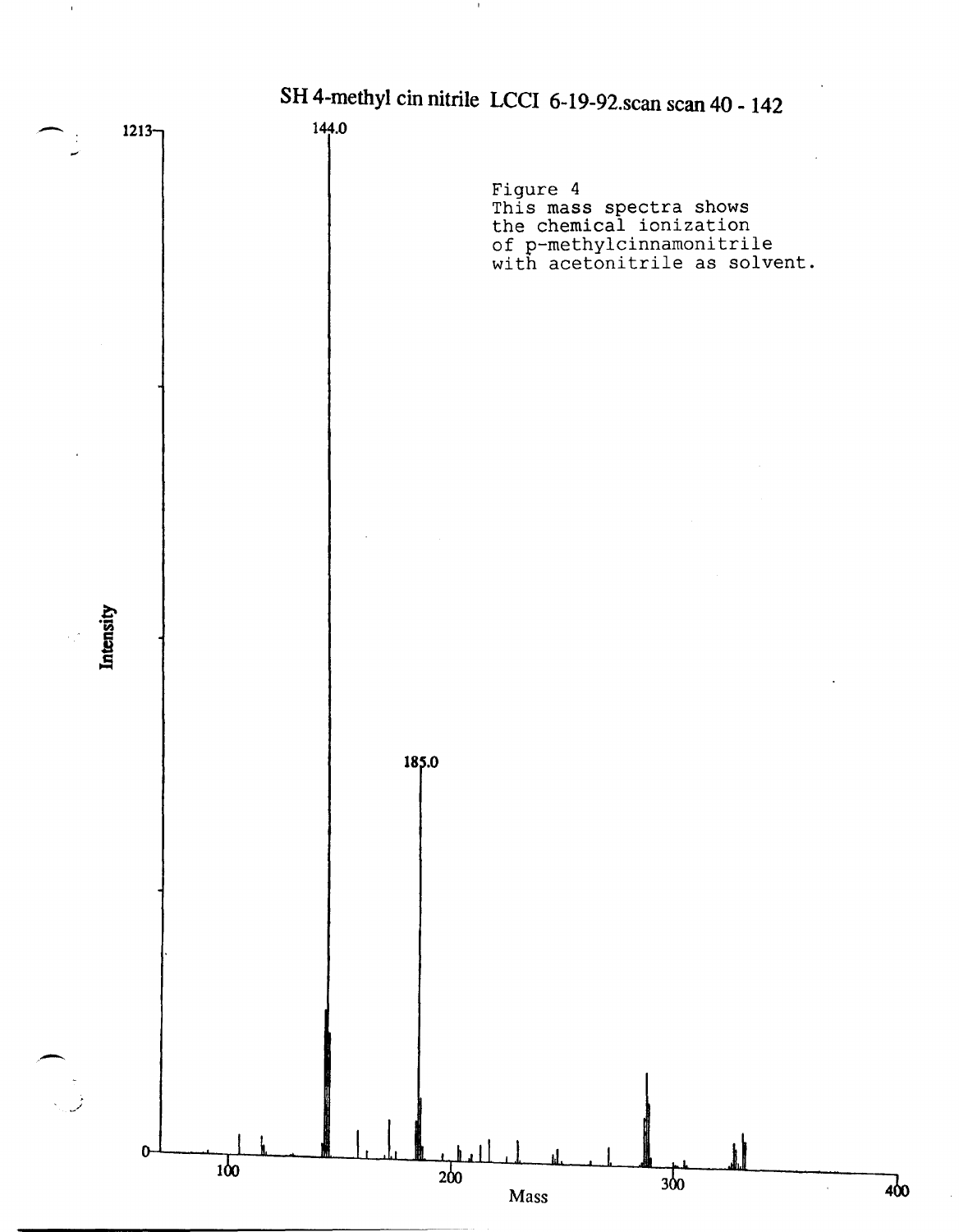SH 4-methyl cin nitrile LCCI 6-19-92.scan scan 40 - 142

Figure 4
This mass spectra shows
the chemical ionization
of p-methylcinnamonitrile
with acetonitrile as solvent.

1213

144.0

185.0

Intensity

0

100

200

300

400

Mass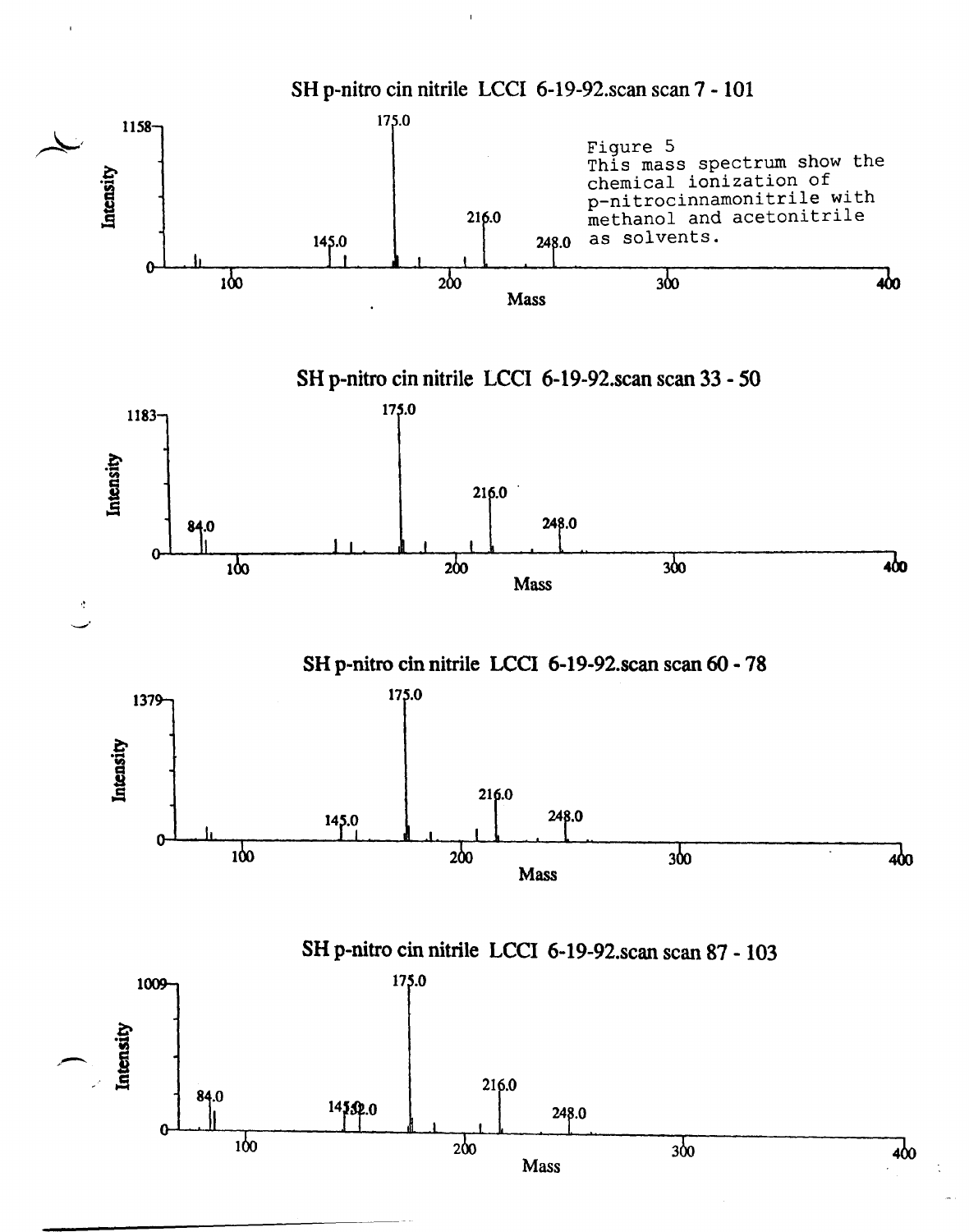SH p-nitro cin nitrile LCCI 6-19-92.scan scan 7 - 101

Intensity: 1158

Peaks labeled: 145.0, 175.0, 216.0, 248.0

Mass: 100, 200, 300, 400

Figure 5
This mass spectrum show the chemical ionization of p-nitrocinnamonitrile with methanol and acetonitrile as solvents.

SH p-nitro cin nitrile LCCI 6-19-92.scan scan 33 - 50

Intensity: 1183

Peaks labeled: 84.0, 175.0, 216.0, 248.0

Mass: 100, 200, 300, 400

SH p-nitro cin nitrile LCCI 6-19-92.scan scan 60 - 78

Intensity: 1379

Peaks labeled: 145.0, 175.0, 216.0, 248.0

Mass: 100, 200, 300, 400

SH p-nitro cin nitrile LCCI 6-19-92.scan scan 87 - 103

Intensity: 1009

Peaks labeled: 84.0, 145.0, 152.0, 175.0, 216.0, 248.0

Mass: 100, 200, 300, 400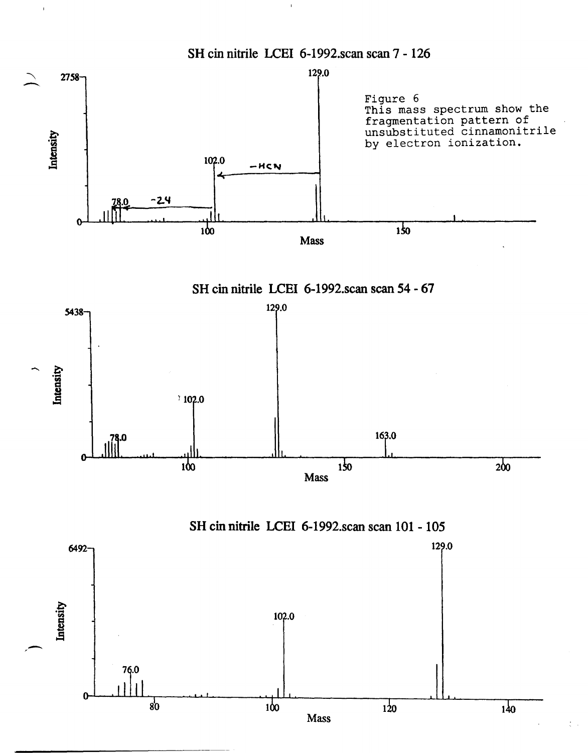SH cin nitrile LCEI 6-1992.scan scan 7 - 126

Figure 6
This mass spectrum show the fragmentation pattern of unsubstituted cinnamonitrile by electron ionization.

2758

129.0

102.0

−HCN

78.0

−24

Intensity

Mass

SH cin nitrile LCEI 6-1992.scan scan 54 - 67

5438

129.0

102.0

78.0

163.0

Intensity

Mass

SH cin nitrile LCEI 6-1992.scan scan 101 - 105

6492

129.0

102.0

76.0

Intensity

Mass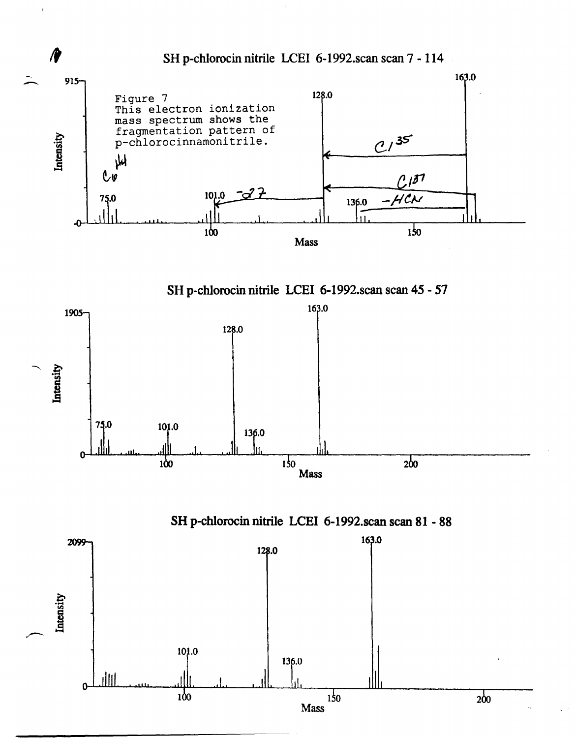SH p-chlorocin nitrile LCEI 6-1992.scan scan 7 - 114

Figure 7
This electron ionization mass spectrum shows the fragmentation pattern of p-chlorocinnamonitrile.

Intensity: 915; Mass peaks labeled: 75.0, 101.0, 128.0, 136.0, 163.0

Handwritten annotations: $C_6H_4$; $-27$; $Cl^{35}$; $Cl^{37}$; $-HCN$

SH p-chlorocin nitrile LCEI 6-1992.scan scan 45 - 57

Intensity: 1905; Mass peaks labeled: 75.0, 101.0, 128.0, 136.0, 163.0

SH p-chlorocin nitrile LCEI 6-1992.scan scan 81 - 88

Intensity: 2099; Mass peaks labeled: 101.0, 128.0, 136.0, 163.0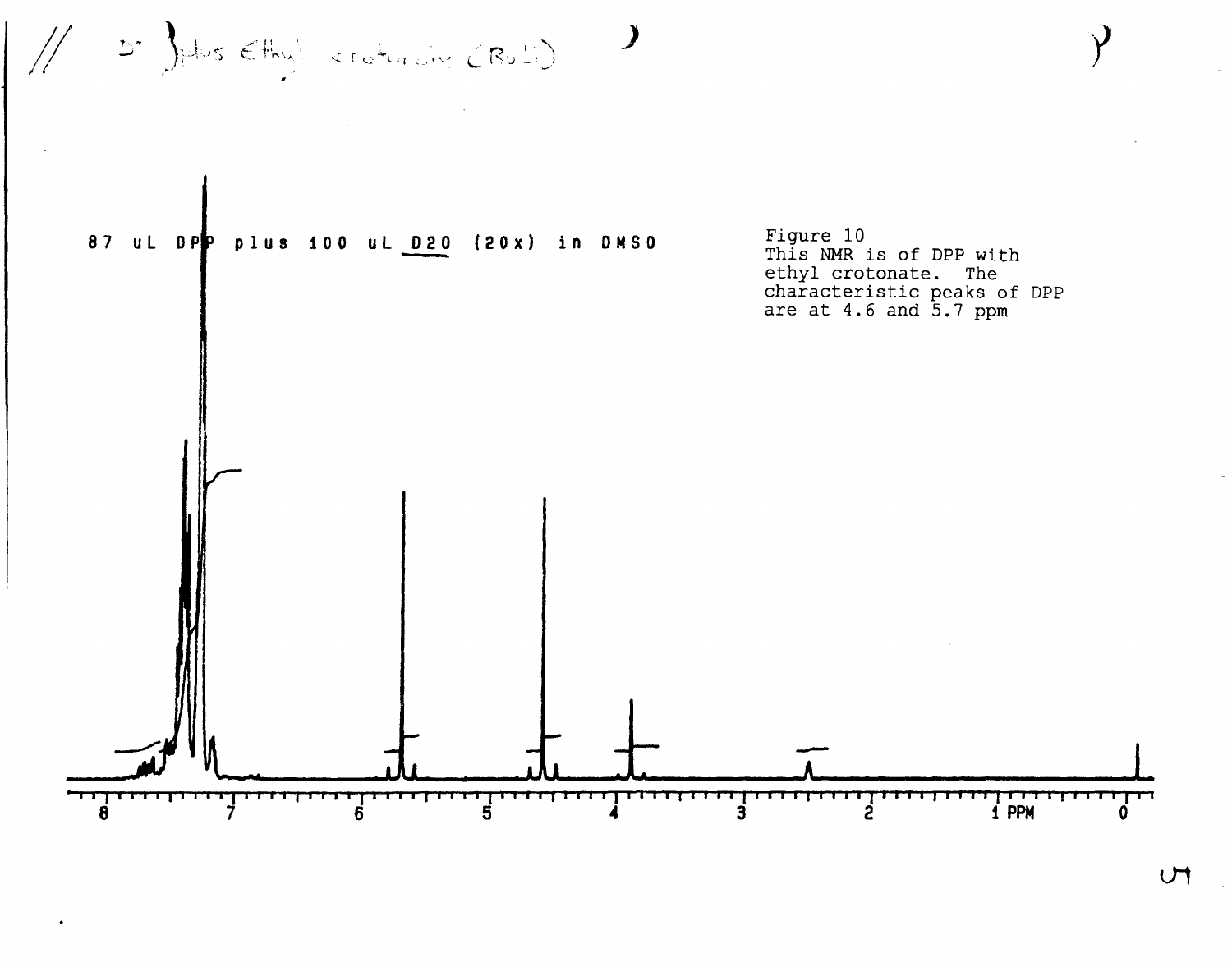// D[?] } plus Ethyl crotonate (Run 5)

87 uL DPP plus 100 uL D2O (20x) in DMSO

8 7 6 5 4 3 2 1 PPM 0

Figure 10
This NMR is of DPP with ethyl crotonate. The characteristic peaks of DPP are at 4.6 and 5.7 ppm